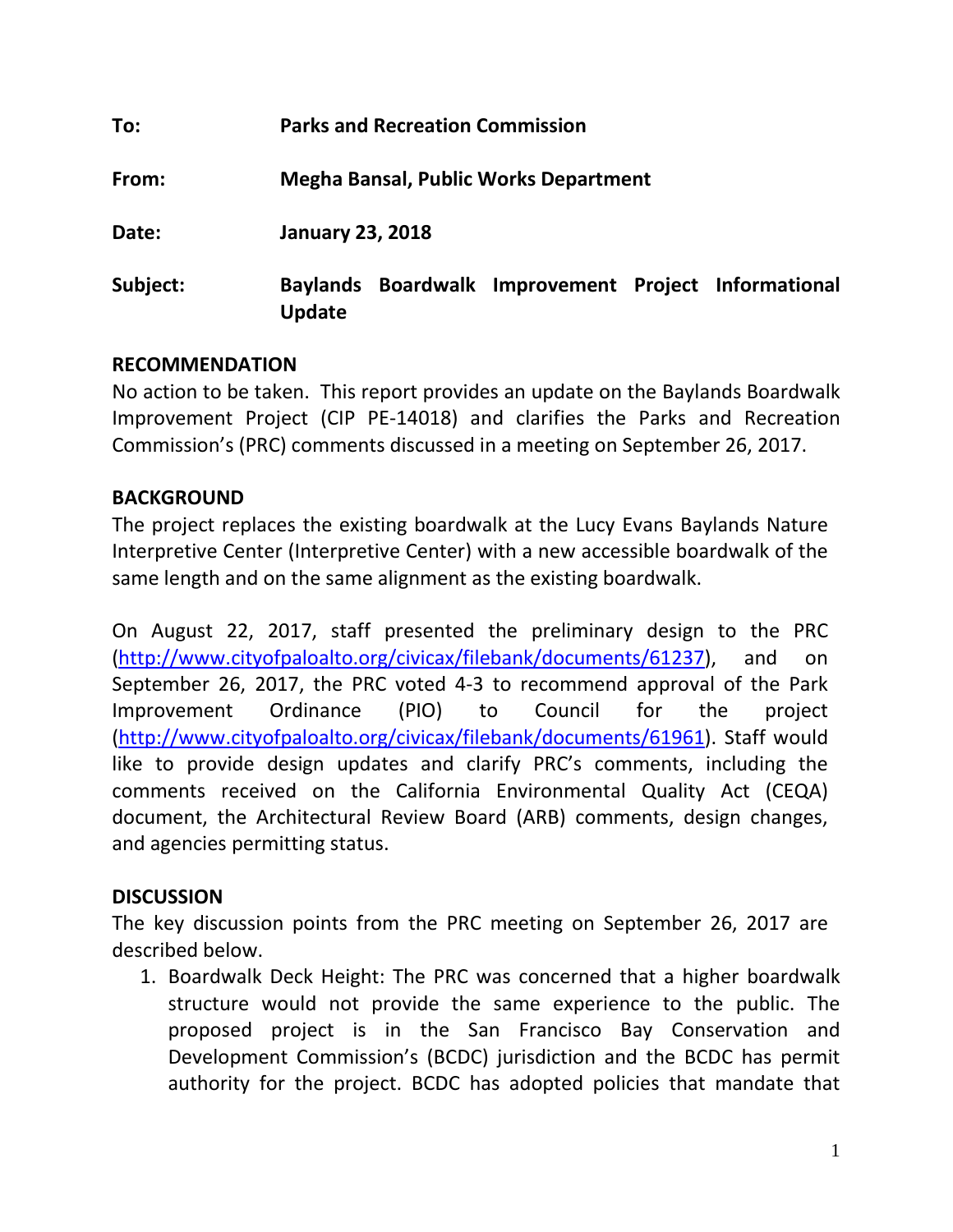**To:** **Parks and Recreation Commission**

**From:** **Megha Bansal, Public Works Department**

**Date:** **January 23, 2018**

**Subject:** **Baylands Boardwalk Improvement Project Informational Update**

## RECOMMENDATION

No action to be taken. This report provides an update on the Baylands Boardwalk Improvement Project (CIP PE-14018) and clarifies the Parks and Recreation Commission's (PRC) comments discussed in a meeting on September 26, 2017.

## BACKGROUND

The project replaces the existing boardwalk at the Lucy Evans Baylands Nature Interpretive Center (Interpretive Center) with a new accessible boardwalk of the same length and on the same alignment as the existing boardwalk.

On August 22, 2017, staff presented the preliminary design to the PRC (http://www.cityofpaloalto.org/civicax/filebank/documents/61237), and on September 26, 2017, the PRC voted 4-3 to recommend approval of the Park Improvement Ordinance (PIO) to Council for the project (http://www.cityofpaloalto.org/civicax/filebank/documents/61961). Staff would like to provide design updates and clarify PRC's comments, including the comments received on the California Environmental Quality Act (CEQA) document, the Architectural Review Board (ARB) comments, design changes, and agencies permitting status.

## DISCUSSION

The key discussion points from the PRC meeting on September 26, 2017 are described below.

1. Boardwalk Deck Height: The PRC was concerned that a higher boardwalk structure would not provide the same experience to the public. The proposed project is in the San Francisco Bay Conservation and Development Commission's (BCDC) jurisdiction and the BCDC has permit authority for the project. BCDC has adopted policies that mandate that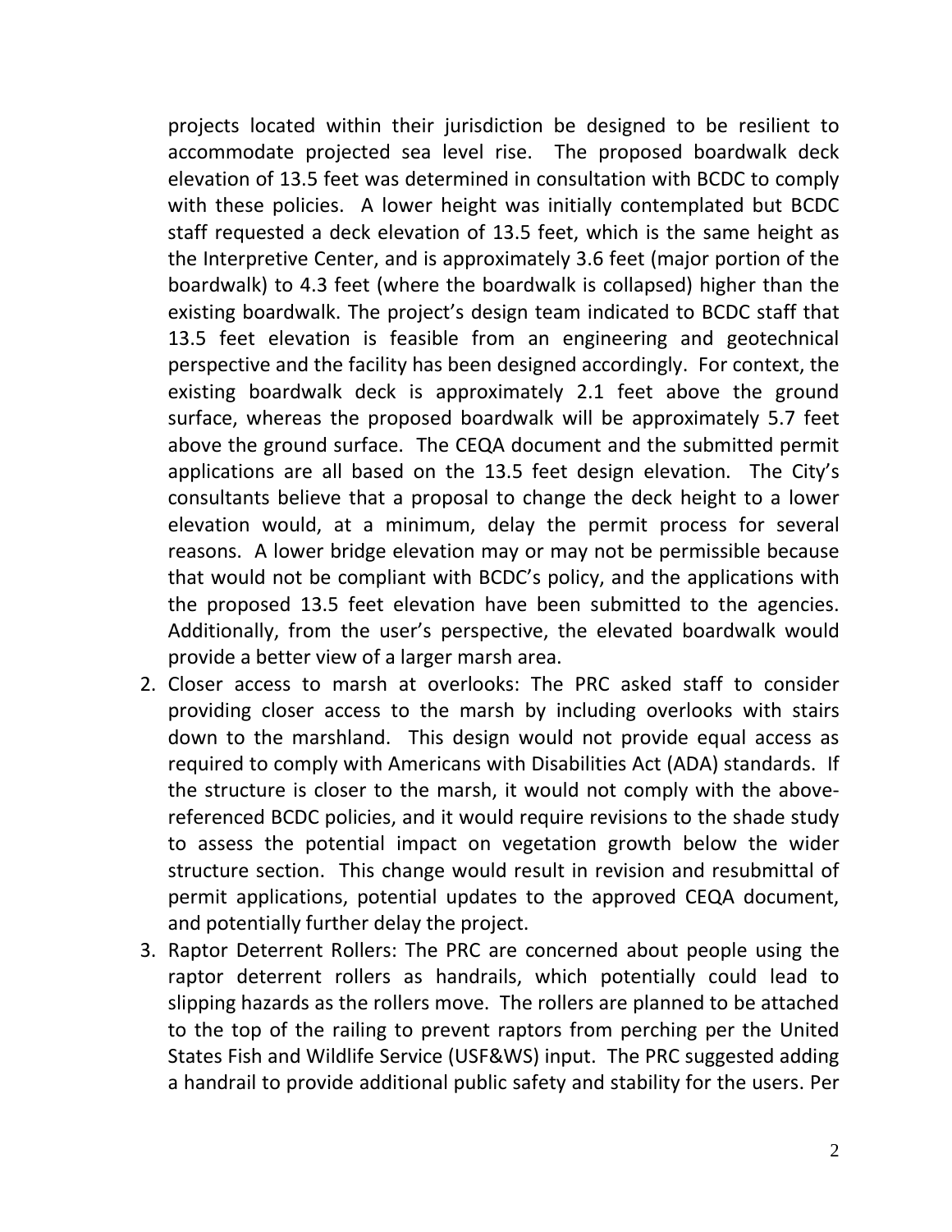projects located within their jurisdiction be designed to be resilient to accommodate projected sea level rise. The proposed boardwalk deck elevation of 13.5 feet was determined in consultation with BCDC to comply with these policies. A lower height was initially contemplated but BCDC staff requested a deck elevation of 13.5 feet, which is the same height as the Interpretive Center, and is approximately 3.6 feet (major portion of the boardwalk) to 4.3 feet (where the boardwalk is collapsed) higher than the existing boardwalk. The project's design team indicated to BCDC staff that 13.5 feet elevation is feasible from an engineering and geotechnical perspective and the facility has been designed accordingly. For context, the existing boardwalk deck is approximately 2.1 feet above the ground surface, whereas the proposed boardwalk will be approximately 5.7 feet above the ground surface. The CEQA document and the submitted permit applications are all based on the 13.5 feet design elevation. The City's consultants believe that a proposal to change the deck height to a lower elevation would, at a minimum, delay the permit process for several reasons. A lower bridge elevation may or may not be permissible because that would not be compliant with BCDC's policy, and the applications with the proposed 13.5 feet elevation have been submitted to the agencies. Additionally, from the user's perspective, the elevated boardwalk would provide a better view of a larger marsh area.

2. Closer access to marsh at overlooks: The PRC asked staff to consider providing closer access to the marsh by including overlooks with stairs down to the marshland. This design would not provide equal access as required to comply with Americans with Disabilities Act (ADA) standards. If the structure is closer to the marsh, it would not comply with the above-referenced BCDC policies, and it would require revisions to the shade study to assess the potential impact on vegetation growth below the wider structure section. This change would result in revision and resubmittal of permit applications, potential updates to the approved CEQA document, and potentially further delay the project.
3. Raptor Deterrent Rollers: The PRC are concerned about people using the raptor deterrent rollers as handrails, which potentially could lead to slipping hazards as the rollers move. The rollers are planned to be attached to the top of the railing to prevent raptors from perching per the United States Fish and Wildlife Service (USF&WS) input. The PRC suggested adding a handrail to provide additional public safety and stability for the users. Per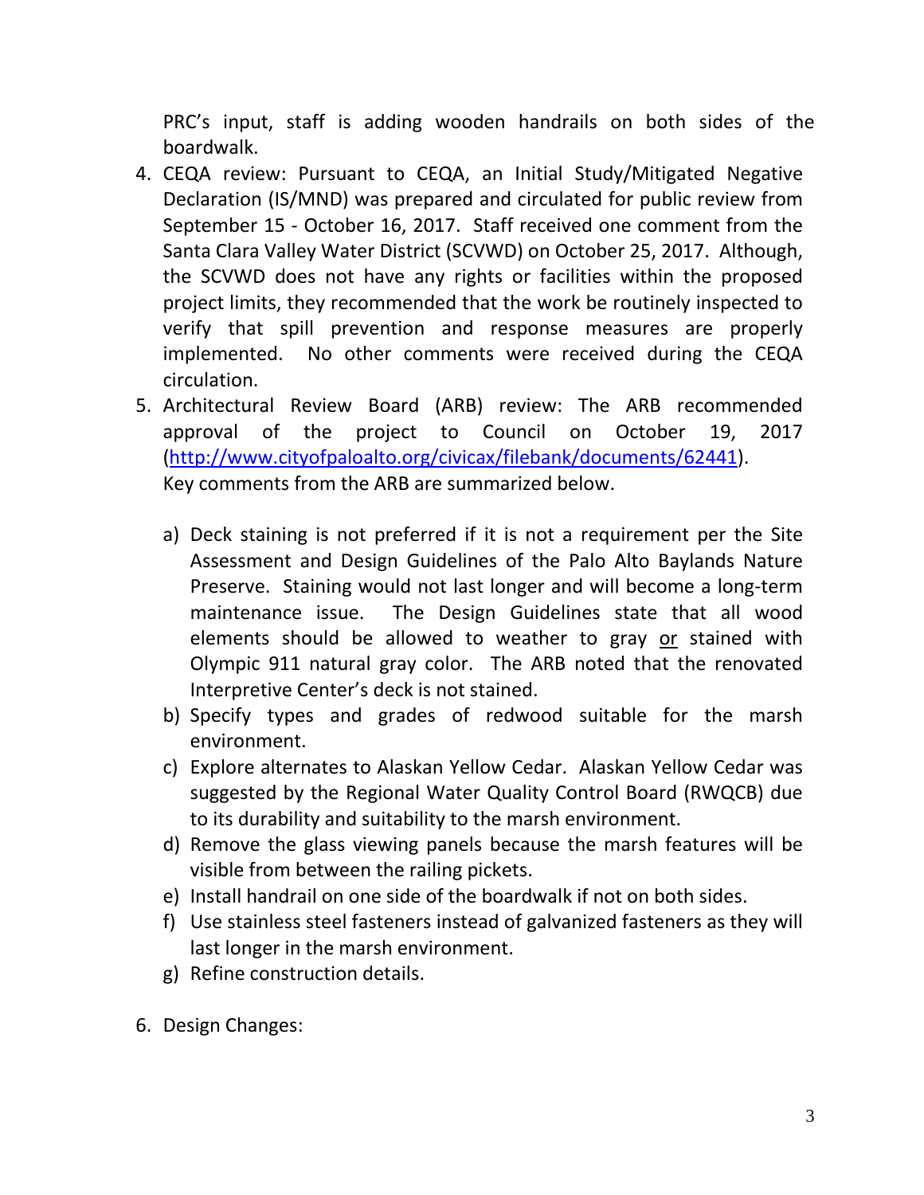PRC's input, staff is adding wooden handrails on both sides of the boardwalk.

4. CEQA review: Pursuant to CEQA, an Initial Study/Mitigated Negative Declaration (IS/MND) was prepared and circulated for public review from September 15 - October 16, 2017. Staff received one comment from the Santa Clara Valley Water District (SCVWD) on October 25, 2017. Although, the SCVWD does not have any rights or facilities within the proposed project limits, they recommended that the work be routinely inspected to verify that spill prevention and response measures are properly implemented. No other comments were received during the CEQA circulation.
5. Architectural Review Board (ARB) review: The ARB recommended approval of the project to Council on October 19, 2017 ([http://www.cityofpaloalto.org/civicax/filebank/documents/62441](http://www.cityofpaloalto.org/civicax/filebank/documents/62441)). Key comments from the ARB are summarized below.

    a) Deck staining is not preferred if it is not a requirement per the Site Assessment and Design Guidelines of the Palo Alto Baylands Nature Preserve. Staining would not last longer and will become a long-term maintenance issue. The Design Guidelines state that all wood elements should be allowed to weather to gray <u>or</u> stained with Olympic 911 natural gray color. The ARB noted that the renovated Interpretive Center's deck is not stained.
    b) Specify types and grades of redwood suitable for the marsh environment.
    c) Explore alternates to Alaskan Yellow Cedar. Alaskan Yellow Cedar was suggested by the Regional Water Quality Control Board (RWQCB) due to its durability and suitability to the marsh environment.
    d) Remove the glass viewing panels because the marsh features will be visible from between the railing pickets.
    e) Install handrail on one side of the boardwalk if not on both sides.
    f) Use stainless steel fasteners instead of galvanized fasteners as they will last longer in the marsh environment.
    g) Refine construction details.

6. Design Changes: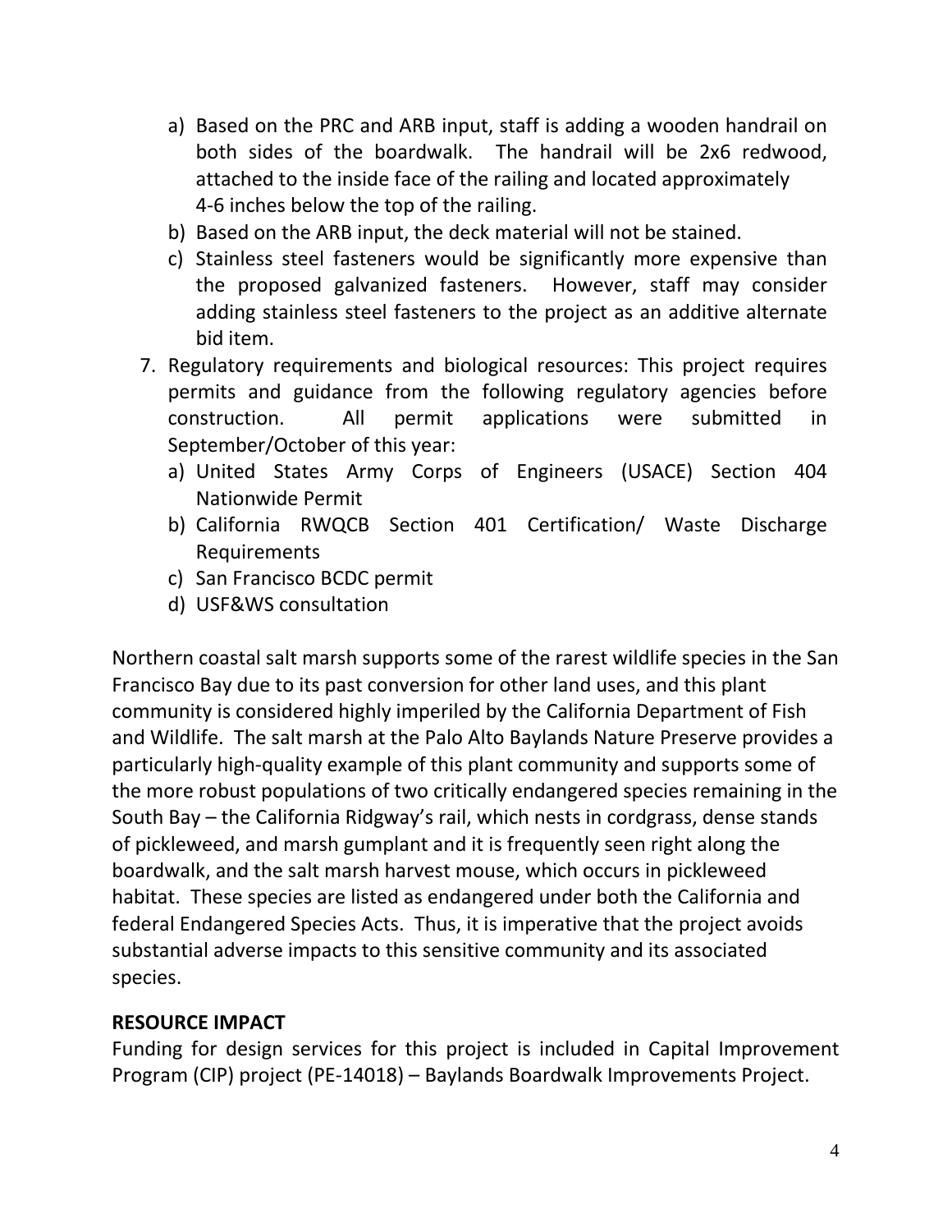a) Based on the PRC and ARB input, staff is adding a wooden handrail on both sides of the boardwalk. The handrail will be 2x6 redwood, attached to the inside face of the railing and located approximately 4-6 inches below the top of the railing.
b) Based on the ARB input, the deck material will not be stained.
c) Stainless steel fasteners would be significantly more expensive than the proposed galvanized fasteners. However, staff may consider adding stainless steel fasteners to the project as an additive alternate bid item.

7. Regulatory requirements and biological resources: This project requires permits and guidance from the following regulatory agencies before construction. All permit applications were submitted in September/October of this year:
   a) United States Army Corps of Engineers (USACE) Section 404 Nationwide Permit
   b) California RWQCB Section 401 Certification/ Waste Discharge Requirements
   c) San Francisco BCDC permit
   d) USF&WS consultation

Northern coastal salt marsh supports some of the rarest wildlife species in the San Francisco Bay due to its past conversion for other land uses, and this plant community is considered highly imperiled by the California Department of Fish and Wildlife. The salt marsh at the Palo Alto Baylands Nature Preserve provides a particularly high-quality example of this plant community and supports some of the more robust populations of two critically endangered species remaining in the South Bay – the California Ridgway's rail, which nests in cordgrass, dense stands of pickleweed, and marsh gumplant and it is frequently seen right along the boardwalk, and the salt marsh harvest mouse, which occurs in pickleweed habitat. These species are listed as endangered under both the California and federal Endangered Species Acts. Thus, it is imperative that the project avoids substantial adverse impacts to this sensitive community and its associated species.

**RESOURCE IMPACT**

Funding for design services for this project is included in Capital Improvement Program (CIP) project (PE-14018) – Baylands Boardwalk Improvements Project.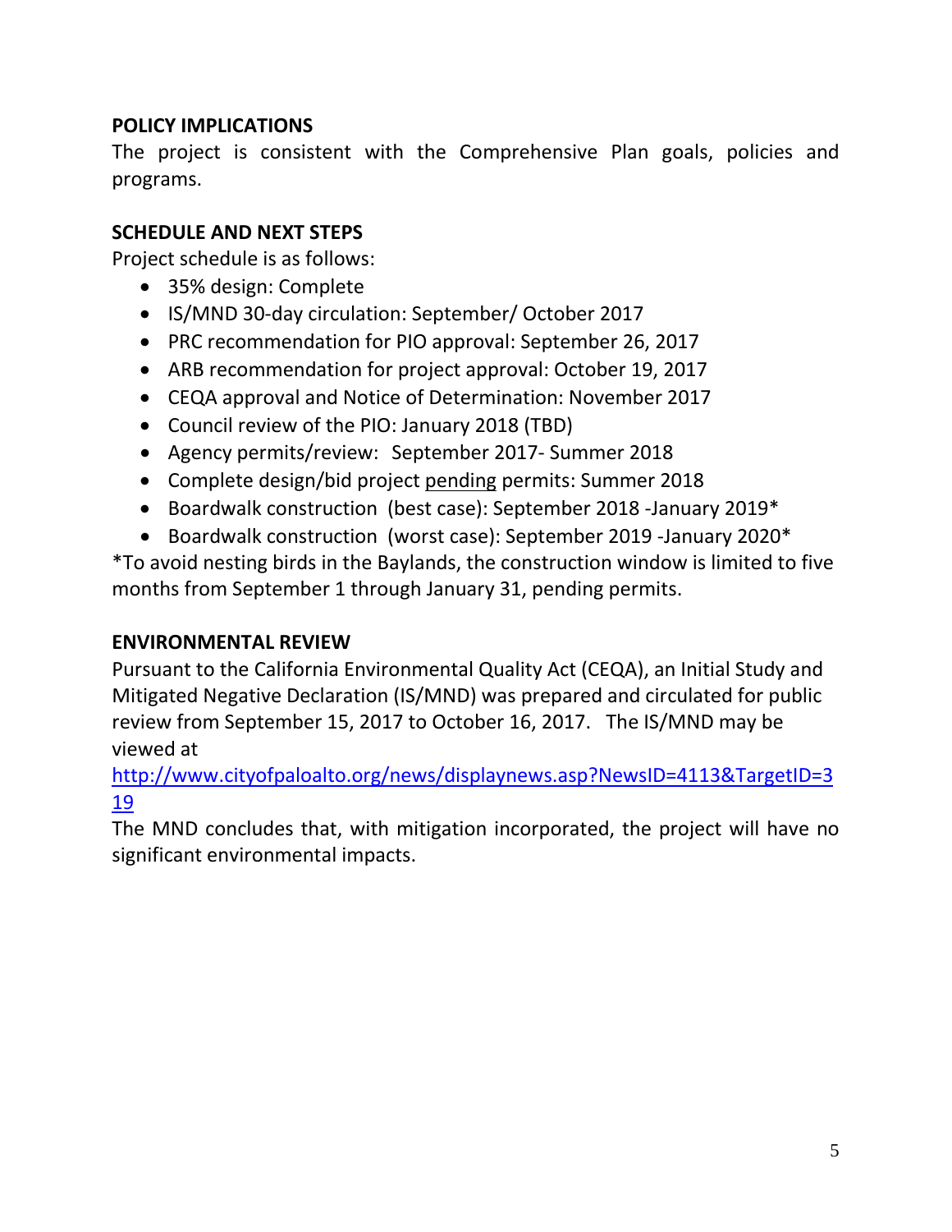## POLICY IMPLICATIONS

The project is consistent with the Comprehensive Plan goals, policies and programs.

## SCHEDULE AND NEXT STEPS

Project schedule is as follows:

- 35% design: Complete
- IS/MND 30-day circulation: September/ October 2017
- PRC recommendation for PIO approval: September 26, 2017
- ARB recommendation for project approval: October 19, 2017
- CEQA approval and Notice of Determination: November 2017
- Council review of the PIO: January 2018 (TBD)
- Agency permits/review: September 2017- Summer 2018
- Complete design/bid project pending permits: Summer 2018
- Boardwalk construction (best case): September 2018 -January 2019*
- Boardwalk construction (worst case): September 2019 -January 2020*

*To avoid nesting birds in the Baylands, the construction window is limited to five months from September 1 through January 31, pending permits.

## ENVIRONMENTAL REVIEW

Pursuant to the California Environmental Quality Act (CEQA), an Initial Study and Mitigated Negative Declaration (IS/MND) was prepared and circulated for public review from September 15, 2017 to October 16, 2017. The IS/MND may be viewed at [http://www.cityofpaloalto.org/news/displaynews.asp?NewsID=4113&TargetID=319](http://www.cityofpaloalto.org/news/displaynews.asp?NewsID=4113&TargetID=319)

The MND concludes that, with mitigation incorporated, the project will have no significant environmental impacts.